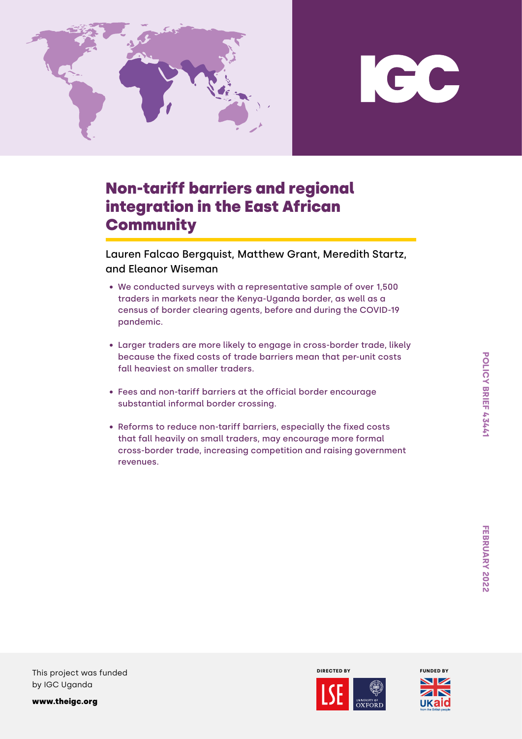# Non-tariff barriers and regional integration in the East African Community

Lauren Falcao Bergquist, Matthew Grant, Meredith Startz, and Eleanor Wiseman

- We conducted surveys with a representative sample of over 1,500 traders in markets near the Kenya-Uganda border, as well as a census of border clearing agents, before and during the COVID-19 pandemic.
- Larger traders are more likely to engage in cross-border trade, likely because the fixed costs of trade barriers mean that per-unit costs fall heaviest on smaller traders.
- Fees and non-tariff barriers at the official border encourage substantial informal border crossing.
- Reforms to reduce non-tariff barriers, especially the fixed costs that fall heavily on small traders, may encourage more formal cross-border trade, increasing competition and raising government revenues.

POLICY BRIEF 43441

FEBRUARY 2022

This project was funded by IGC Uganda

www.theigc.org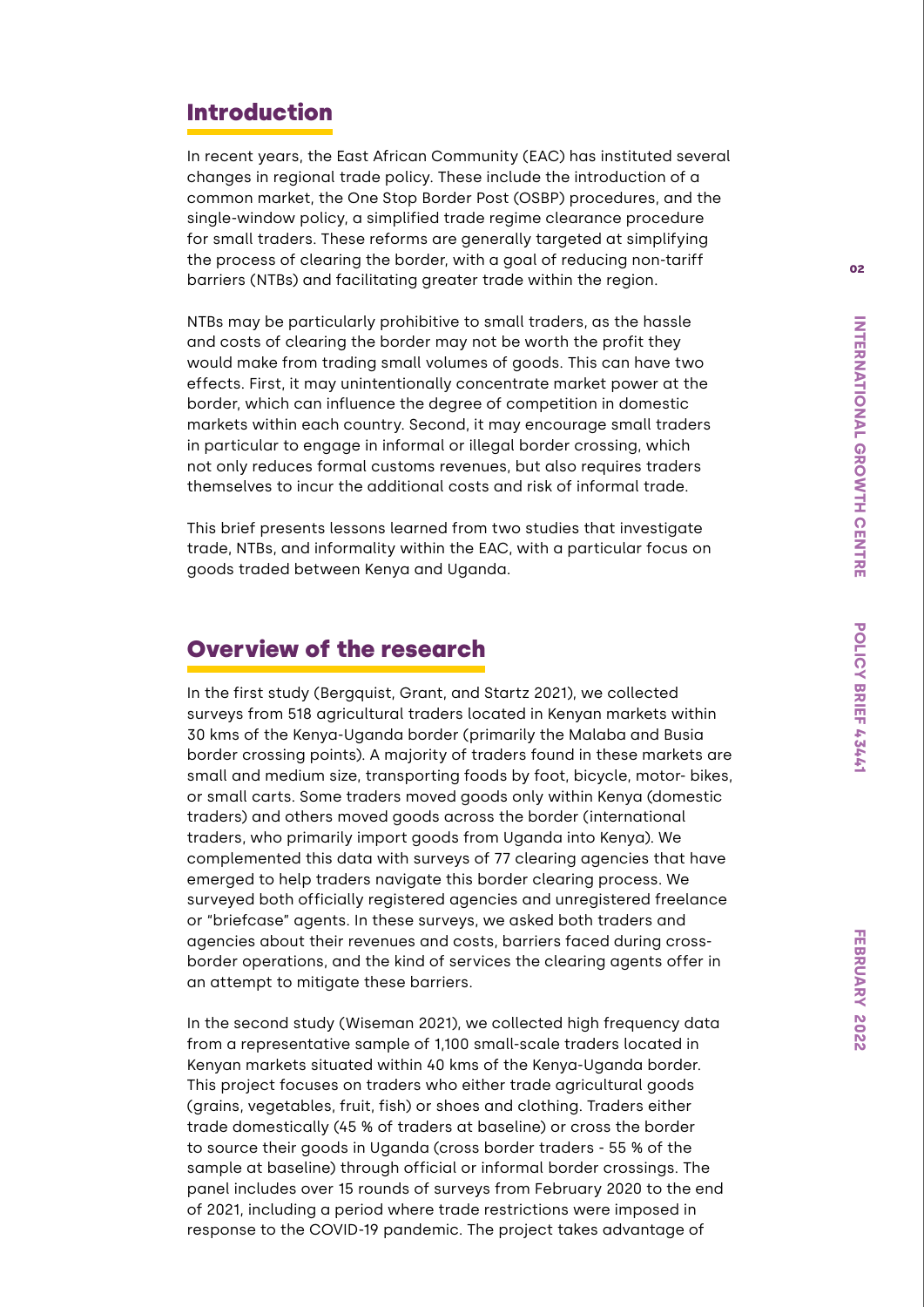## Introduction

In recent years, the East African Community (EAC) has instituted several changes in regional trade policy. These include the introduction of a common market, the One Stop Border Post (OSBP) procedures, and the single-window policy, a simplified trade regime clearance procedure for small traders. These reforms are generally targeted at simplifying the process of clearing the border, with a goal of reducing non-tariff barriers (NTBs) and facilitating greater trade within the region.

NTBs may be particularly prohibitive to small traders, as the hassle and costs of clearing the border may not be worth the profit they would make from trading small volumes of goods. This can have two effects. First, it may unintentionally concentrate market power at the border, which can influence the degree of competition in domestic markets within each country. Second, it may encourage small traders in particular to engage in informal or illegal border crossing, which not only reduces formal customs revenues, but also requires traders themselves to incur the additional costs and risk of informal trade.

This brief presents lessons learned from two studies that investigate trade, NTBs, and informality within the EAC, with a particular focus on goods traded between Kenya and Uganda.

## Overview of the research

In the first study (Bergquist, Grant, and Startz 2021), we collected surveys from 518 agricultural traders located in Kenyan markets within 30 kms of the Kenya-Uganda border (primarily the Malaba and Busia border crossing points). A majority of traders found in these markets are small and medium size, transporting foods by foot, bicycle, motor- bikes, or small carts. Some traders moved goods only within Kenya (domestic traders) and others moved goods across the border (international traders, who primarily import goods from Uganda into Kenya). We complemented this data with surveys of 77 clearing agencies that have emerged to help traders navigate this border clearing process. We surveyed both officially registered agencies and unregistered freelance or "briefcase" agents. In these surveys, we asked both traders and agencies about their revenues and costs, barriers faced during cross-border operations, and the kind of services the clearing agents offer in an attempt to mitigate these barriers.

In the second study (Wiseman 2021), we collected high frequency data from a representative sample of 1,100 small-scale traders located in Kenyan markets situated within 40 kms of the Kenya-Uganda border. This project focuses on traders who either trade agricultural goods (grains, vegetables, fruit, fish) or shoes and clothing. Traders either trade domestically (45 % of traders at baseline) or cross the border to source their goods in Uganda (cross border traders - 55 % of the sample at baseline) through official or informal border crossings. The panel includes over 15 rounds of surveys from February 2020 to the end of 2021, including a period where trade restrictions were imposed in response to the COVID-19 pandemic. The project takes advantage of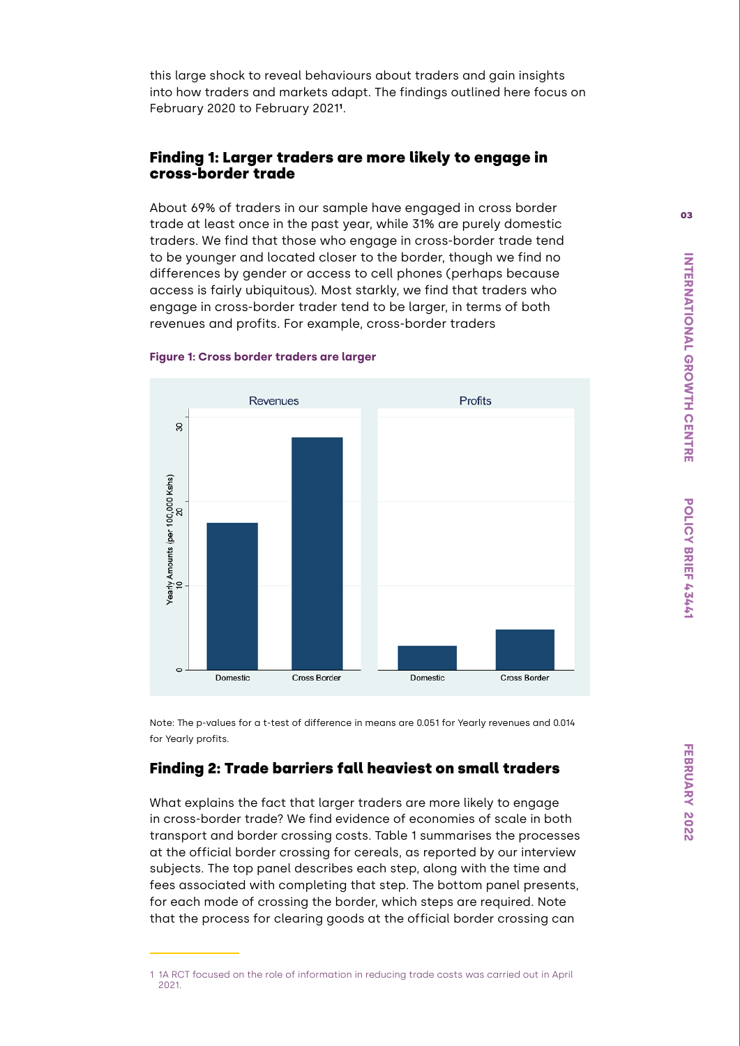this large shock to reveal behaviours about traders and gain insights into how traders and markets adapt. The findings outlined here focus on February 2020 to February 2021[1].

## Finding 1: Larger traders are more likely to engage in cross-border trade

About 69% of traders in our sample have engaged in cross border trade at least once in the past year, while 31% are purely domestic traders. We find that those who engage in cross-border trade tend to be younger and located closer to the border, though we find no differences by gender or access to cell phones (perhaps because access is fairly ubiquitous). Most starkly, we find that traders who engage in cross-border trader tend to be larger, in terms of both revenues and profits. For example, cross-border traders

**Figure 1: Cross border traders are larger**

Note: The p-values for a t-test of difference in means are 0.051 for Yearly revenues and 0.014 for Yearly profits.

## Finding 2: Trade barriers fall heaviest on small traders

What explains the fact that larger traders are more likely to engage in cross-border trade? We find evidence of economies of scale in both transport and border crossing costs. Table 1 summarises the processes at the official border crossing for cereals, as reported by our interview subjects. The top panel describes each step, along with the time and fees associated with completing that step. The bottom panel presents, for each mode of crossing the border, which steps are required. Note that the process for clearing goods at the official border crossing can

1 1A RCT focused on the role of information in reducing trade costs was carried out in April 2021.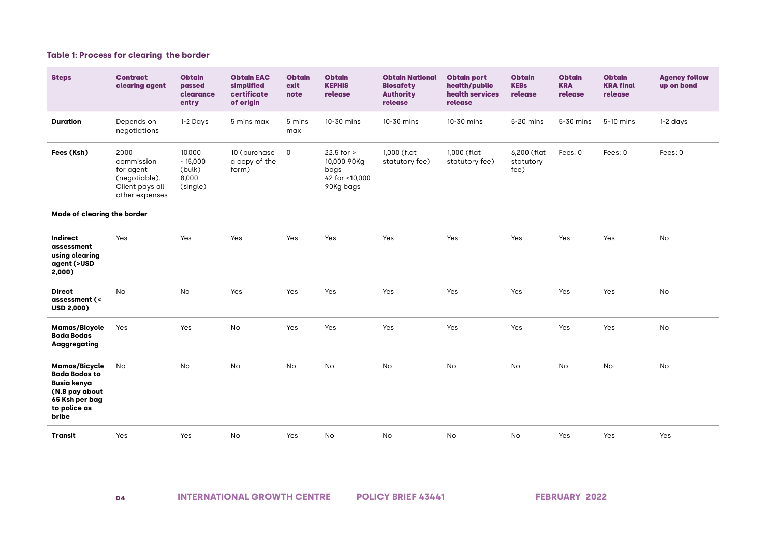**Table 1: Process for clearing the border**

| Steps | Contract clearing agent | Obtain passed clearance entry | Obtain EAC simplified certificate of origin | Obtain exit note | Obtain KEPHIS release | Obtain National Biosafety Authority release | Obtain port health/public health services release | Obtain KEBs release | Obtain KRA release | Obtain KRA final release | Agency follow up on bond |
|---|---|---|---|---|---|---|---|---|---|---|---|
| **Duration** | Depends on negotiations | 1-2 Days | 5 mins max | 5 mins max | 10-30 mins | 10-30 mins | 10-30 mins | 5-20 mins | 5-30 mins | 5-10 mins | 1-2 days |
| **Fees (Ksh)** | 2000 commission for agent (negotiable). Client pays all other expenses | 10,000 - 15,000 (bulk) 8,000 (single) | 10 (purchase a copy of the form) | 0 | 22.5 for > 10,000 90Kg bags 42 for <10,000 90Kg bags | 1,000 (flat statutory fee) | 1,000 (flat statutory fee) | 6,200 (flat statutory fee) | Fees: 0 | Fees: 0 | Fees: 0 |
| **Mode of clearing the border** | | | | | | | | | | | |
| **Indirect assessment using clearing agent (>USD 2,000)** | Yes | Yes | Yes | Yes | Yes | Yes | Yes | Yes | Yes | Yes | No |
| **Direct assessment (< USD 2,000)** | No | No | Yes | Yes | Yes | Yes | Yes | Yes | Yes | Yes | No |
| **Mamas/Bicycle Boda Bodas Aaggregating** | Yes | Yes | No | Yes | Yes | Yes | Yes | Yes | Yes | Yes | No |
| **Mamas/Bicycle Boda Bodas to Busia kenya (N.B pay about 65 Ksh per bag to police as bribe** | No | No | No | No | No | No | No | No | No | No | No |
| **Transit** | Yes | Yes | No | Yes | No | No | No | No | Yes | Yes | Yes |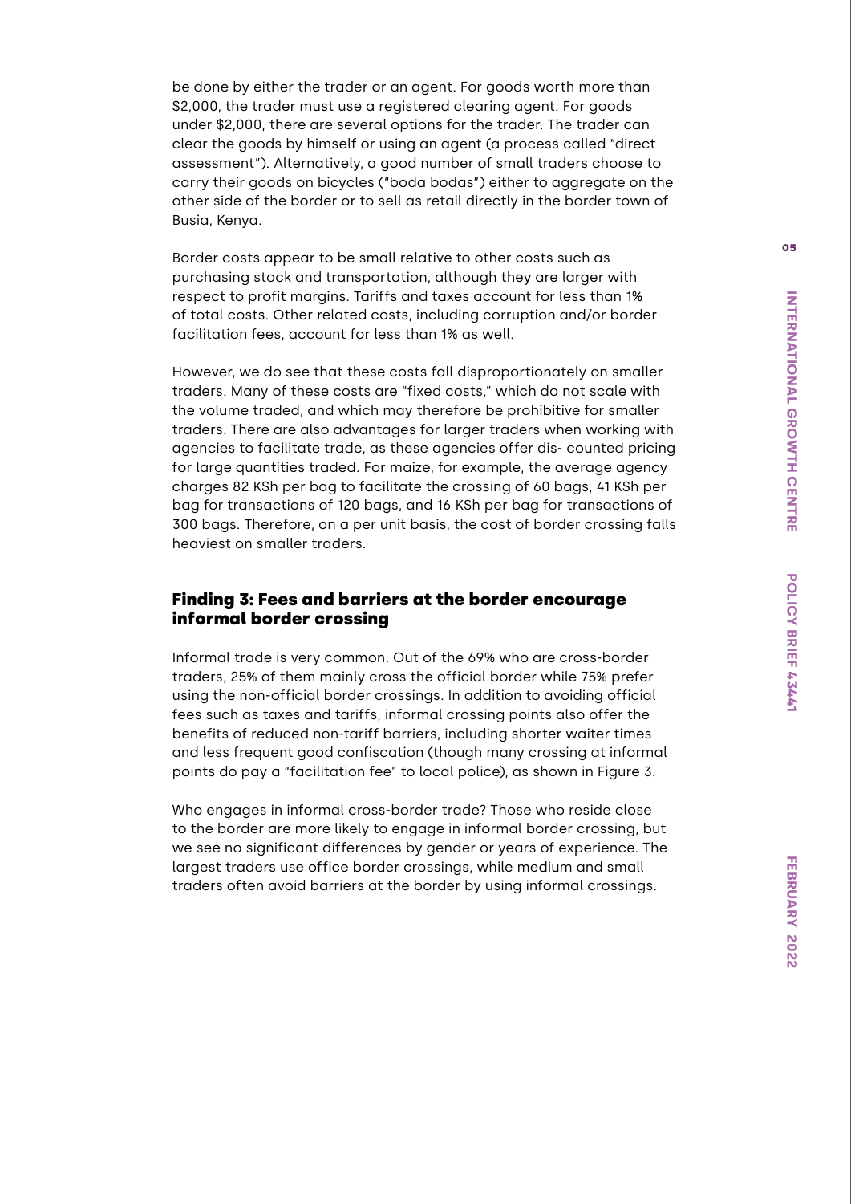be done by either the trader or an agent. For goods worth more than $2,000, the trader must use a registered clearing agent. For goods under $2,000, there are several options for the trader. The trader can clear the goods by himself or using an agent (a process called "direct assessment"). Alternatively, a good number of small traders choose to carry their goods on bicycles ("boda bodas") either to aggregate on the other side of the border or to sell as retail directly in the border town of Busia, Kenya.

Border costs appear to be small relative to other costs such as purchasing stock and transportation, although they are larger with respect to profit margins. Tariffs and taxes account for less than 1% of total costs. Other related costs, including corruption and/or border facilitation fees, account for less than 1% as well.

However, we do see that these costs fall disproportionately on smaller traders. Many of these costs are "fixed costs," which do not scale with the volume traded, and which may therefore be prohibitive for smaller traders. There are also advantages for larger traders when working with agencies to facilitate trade, as these agencies offer dis- counted pricing for large quantities traded. For maize, for example, the average agency charges 82 KSh per bag to facilitate the crossing of 60 bags, 41 KSh per bag for transactions of 120 bags, and 16 KSh per bag for transactions of 300 bags. Therefore, on a per unit basis, the cost of border crossing falls heaviest on smaller traders.

## Finding 3: Fees and barriers at the border encourage informal border crossing

Informal trade is very common. Out of the 69% who are cross-border traders, 25% of them mainly cross the official border while 75% prefer using the non-official border crossings. In addition to avoiding official fees such as taxes and tariffs, informal crossing points also offer the benefits of reduced non-tariff barriers, including shorter waiter times and less frequent good confiscation (though many crossing at informal points do pay a "facilitation fee" to local police), as shown in Figure 3.

Who engages in informal cross-border trade? Those who reside close to the border are more likely to engage in informal border crossing, but we see no significant differences by gender or years of experience. The largest traders use office border crossings, while medium and small traders often avoid barriers at the border by using informal crossings.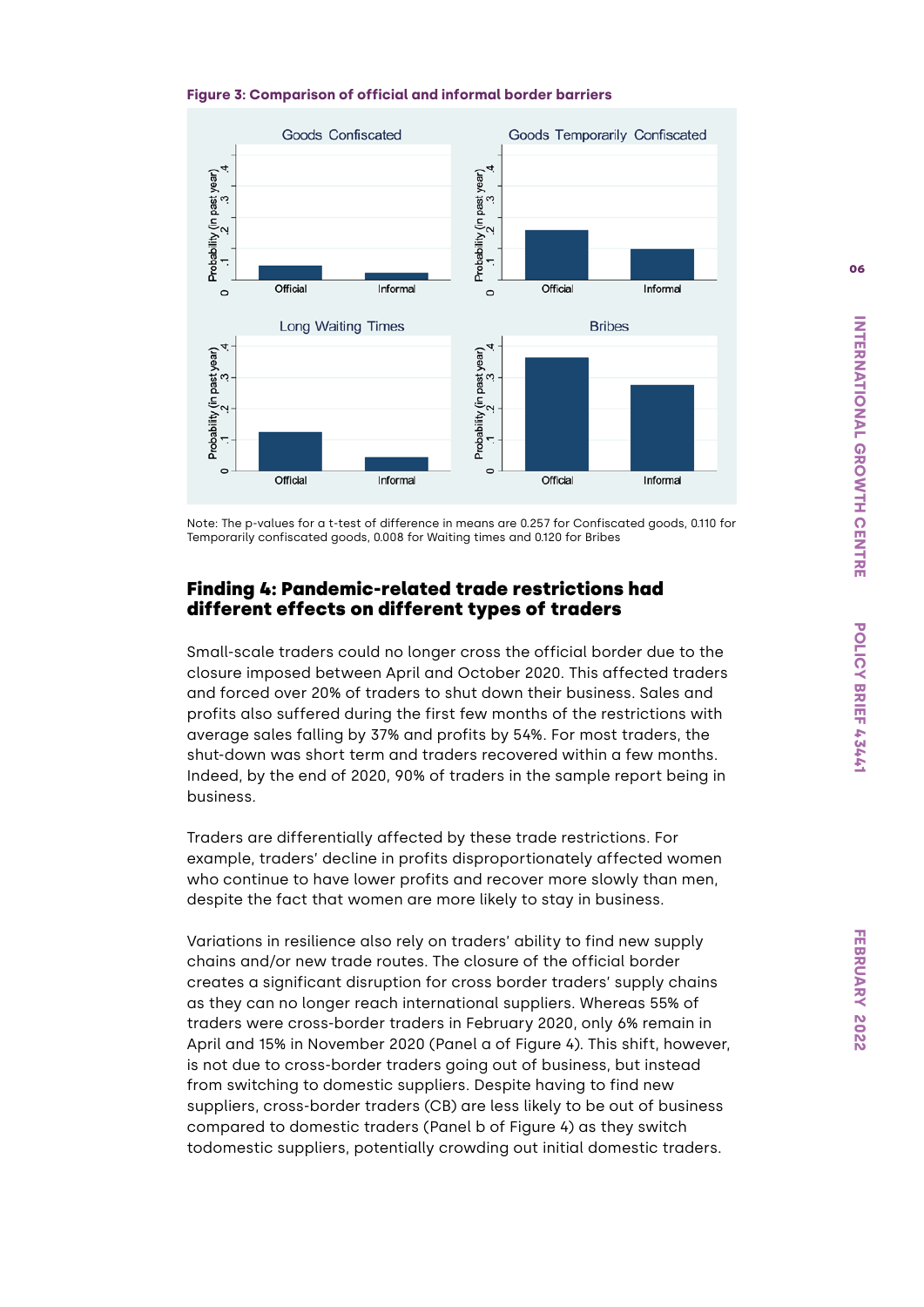**Figure 3: Comparison of official and informal border barriers**

Note: The p-values for a t-test of difference in means are 0.257 for Confiscated goods, 0.110 for Temporarily confiscated goods, 0.008 for Waiting times and 0.120 for Bribes

## Finding 4: Pandemic-related trade restrictions had different effects on different types of traders

Small-scale traders could no longer cross the official border due to the closure imposed between April and October 2020. This affected traders and forced over 20% of traders to shut down their business. Sales and profits also suffered during the first few months of the restrictions with average sales falling by 37% and profits by 54%. For most traders, the shut-down was short term and traders recovered within a few months. Indeed, by the end of 2020, 90% of traders in the sample report being in business.

Traders are differentially affected by these trade restrictions. For example, traders' decline in profits disproportionately affected women who continue to have lower profits and recover more slowly than men, despite the fact that women are more likely to stay in business.

Variations in resilience also rely on traders' ability to find new supply chains and/or new trade routes. The closure of the official border creates a significant disruption for cross border traders' supply chains as they can no longer reach international suppliers. Whereas 55% of traders were cross-border traders in February 2020, only 6% remain in April and 15% in November 2020 (Panel a of Figure 4). This shift, however, is not due to cross-border traders going out of business, but instead from switching to domestic suppliers. Despite having to find new suppliers, cross-border traders (CB) are less likely to be out of business compared to domestic traders (Panel b of Figure 4) as they switch todomestic suppliers, potentially crowding out initial domestic traders.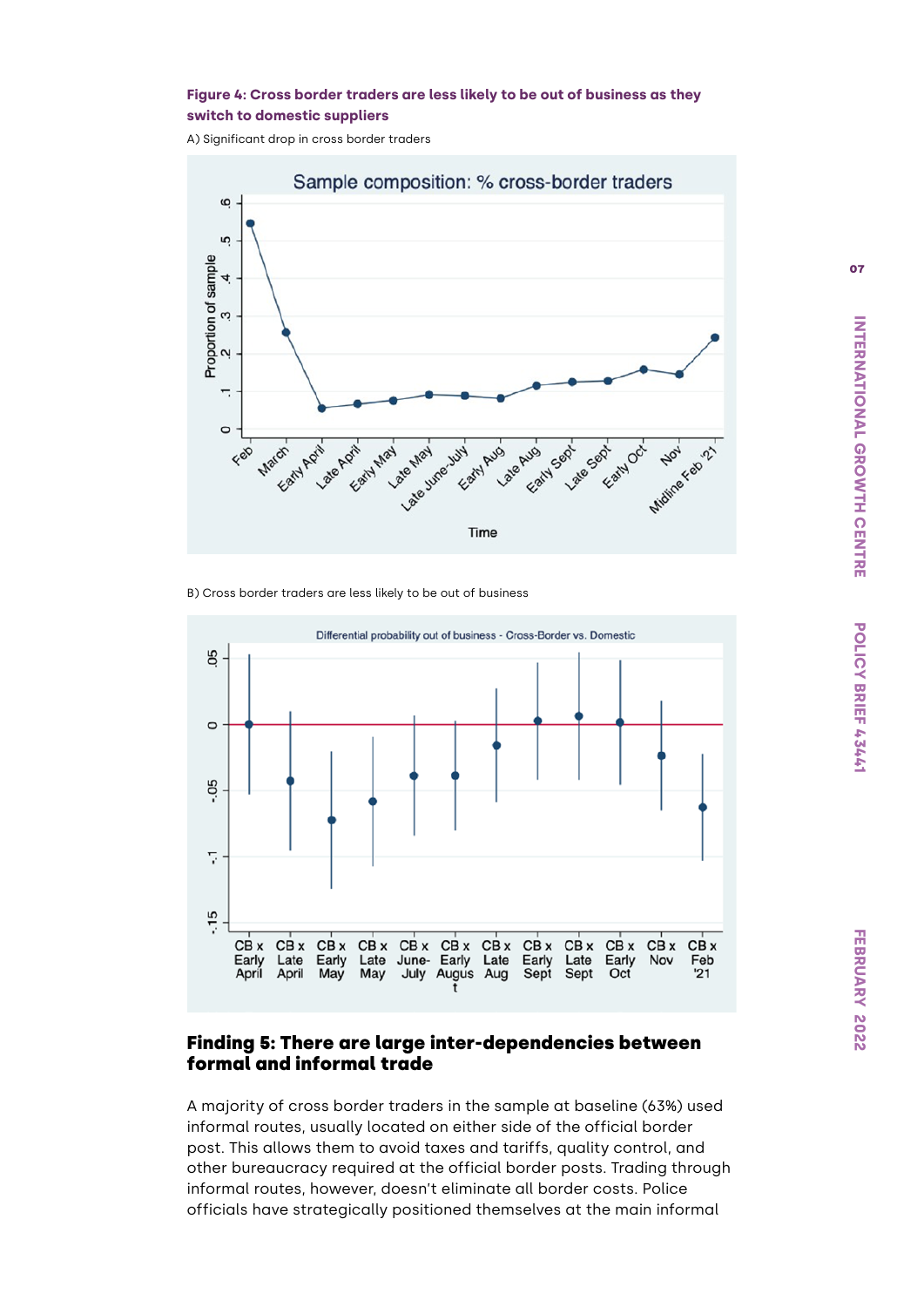**Figure 4: Cross border traders are less likely to be out of business as they switch to domestic suppliers**

A) Significant drop in cross border traders

B) Cross border traders are less likely to be out of business

## Finding 5: There are large inter-dependencies between formal and informal trade

A majority of cross border traders in the sample at baseline (63%) used informal routes, usually located on either side of the official border post. This allows them to avoid taxes and tariffs, quality control, and other bureaucracy required at the official border posts. Trading through informal routes, however, doesn't eliminate all border costs. Police officials have strategically positioned themselves at the main informal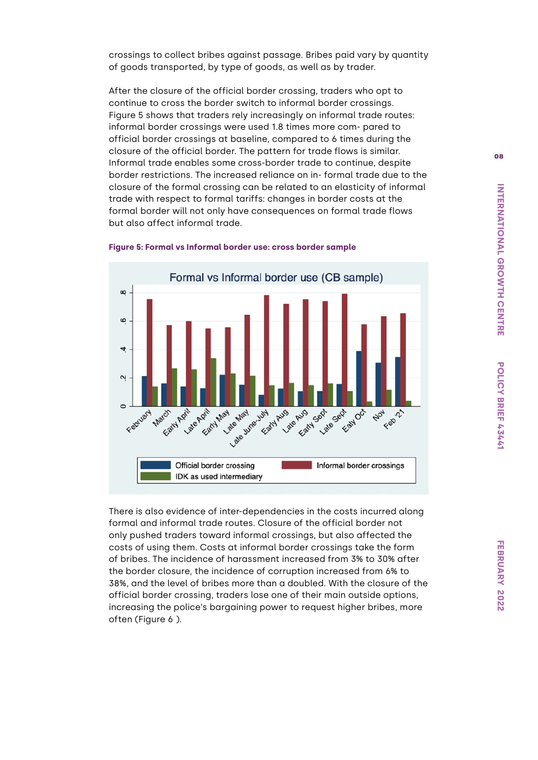crossings to collect bribes against passage. Bribes paid vary by quantity of goods transported, by type of goods, as well as by trader.

After the closure of the official border crossing, traders who opt to continue to cross the border switch to informal border crossings. Figure 5 shows that traders rely increasingly on informal trade routes: informal border crossings were used 1.8 times more com- pared to official border crossings at baseline, compared to 6 times during the closure of the official border. The pattern for trade flows is similar. Informal trade enables some cross-border trade to continue, despite border restrictions. The increased reliance on in- formal trade due to the closure of the formal crossing can be related to an elasticity of informal trade with respect to formal tariffs: changes in border costs at the formal border will not only have consequences on formal trade flows but also affect informal trade.

**Figure 5: Formal vs Informal border use: cross border sample**

There is also evidence of inter-dependencies in the costs incurred along formal and informal trade routes. Closure of the official border not only pushed traders toward informal crossings, but also affected the costs of using them. Costs at informal border crossings take the form of bribes. The incidence of harassment increased from 3% to 30% after the border closure, the incidence of corruption increased from 6% to 38%, and the level of bribes more than a doubled. With the closure of the official border crossing, traders lose one of their main outside options, increasing the police's bargaining power to request higher bribes, more often (Figure 6 ).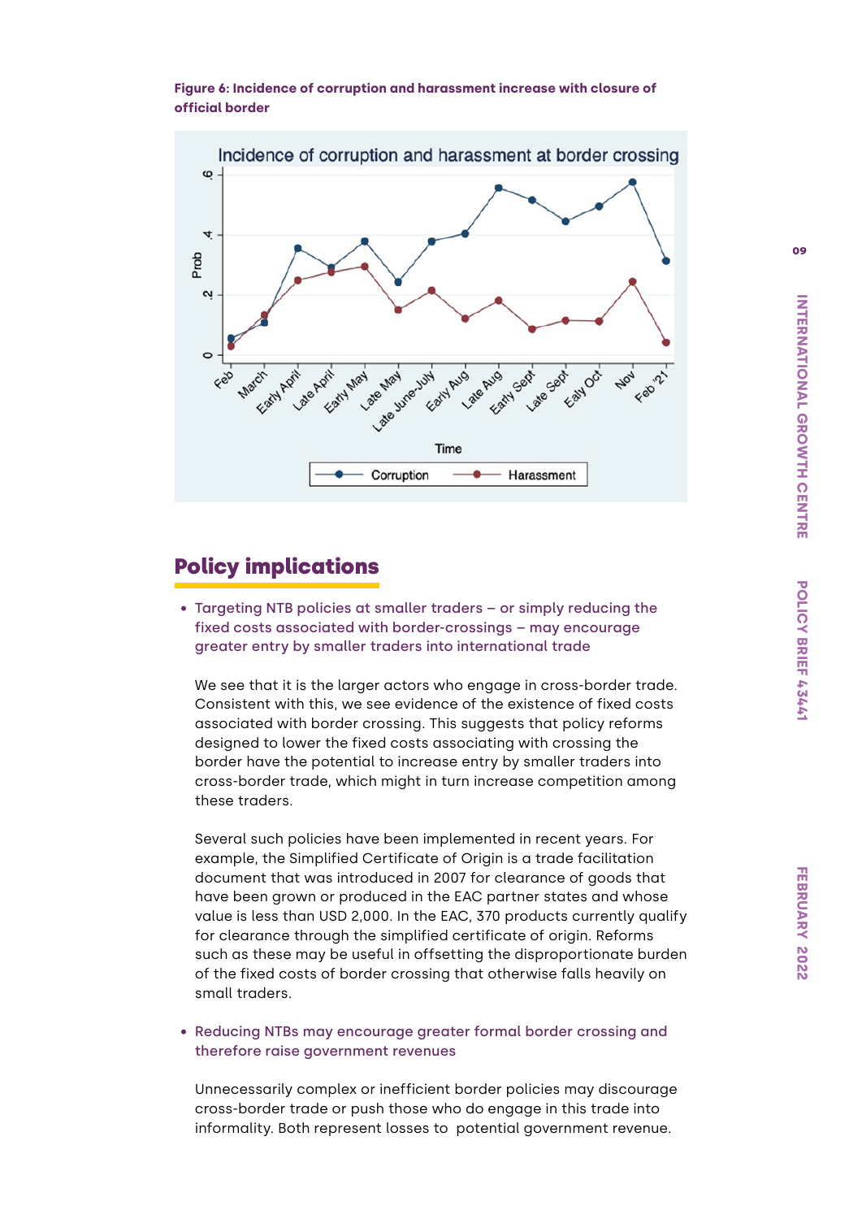**Figure 6: Incidence of corruption and harassment increase with closure of official border**

## Policy implications

- **Targeting NTB policies at smaller traders – or simply reducing the fixed costs associated with border-crossings – may encourage greater entry by smaller traders into international trade**

  We see that it is the larger actors who engage in cross-border trade. Consistent with this, we see evidence of the existence of fixed costs associated with border crossing. This suggests that policy reforms designed to lower the fixed costs associating with crossing the border have the potential to increase entry by smaller traders into cross-border trade, which might in turn increase competition among these traders.

  Several such policies have been implemented in recent years. For example, the Simplified Certificate of Origin is a trade facilitation document that was introduced in 2007 for clearance of goods that have been grown or produced in the EAC partner states and whose value is less than USD 2,000. In the EAC, 370 products currently qualify for clearance through the simplified certificate of origin. Reforms such as these may be useful in offsetting the disproportionate burden of the fixed costs of border crossing that otherwise falls heavily on small traders.

- **Reducing NTBs may encourage greater formal border crossing and therefore raise government revenues**

  Unnecessarily complex or inefficient border policies may discourage cross-border trade or push those who do engage in this trade into informality. Both represent losses to potential government revenue.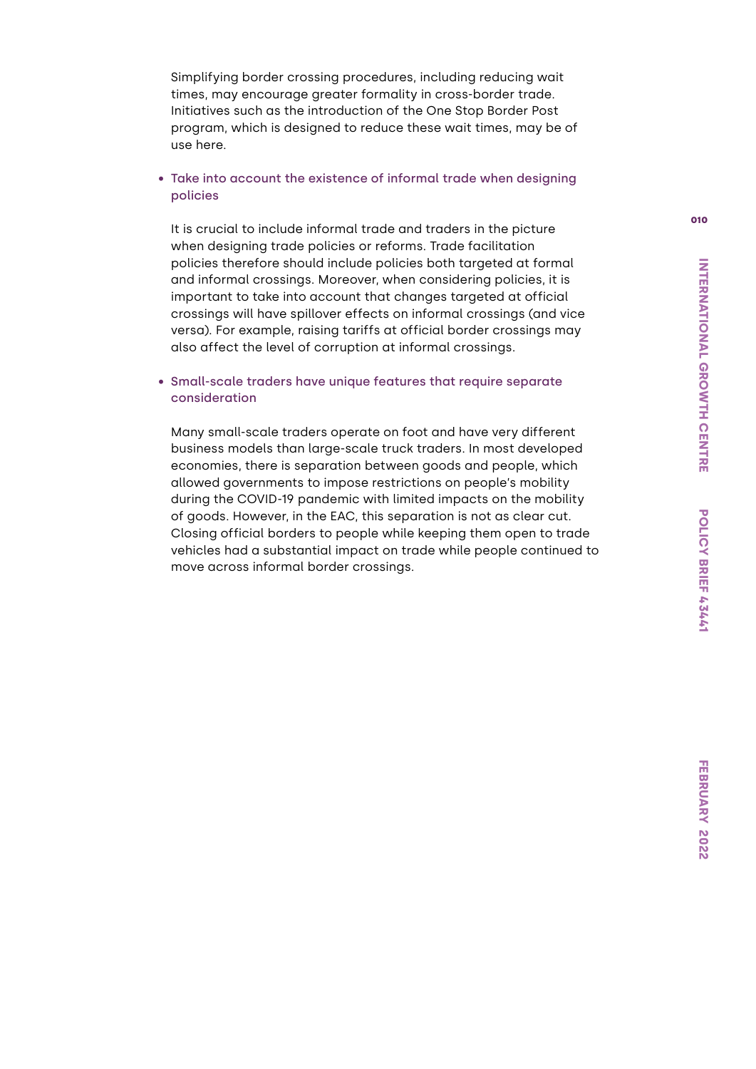Simplifying border crossing procedures, including reducing wait times, may encourage greater formality in cross-border trade. Initiatives such as the introduction of the One Stop Border Post program, which is designed to reduce these wait times, may be of use here.

- **Take into account the existence of informal trade when designing policies**

  It is crucial to include informal trade and traders in the picture when designing trade policies or reforms. Trade facilitation policies therefore should include policies both targeted at formal and informal crossings. Moreover, when considering policies, it is important to take into account that changes targeted at official crossings will have spillover effects on informal crossings (and vice versa). For example, raising tariffs at official border crossings may also affect the level of corruption at informal crossings.

- **Small-scale traders have unique features that require separate consideration**

  Many small-scale traders operate on foot and have very different business models than large-scale truck traders. In most developed economies, there is separation between goods and people, which allowed governments to impose restrictions on people's mobility during the COVID-19 pandemic with limited impacts on the mobility of goods. However, in the EAC, this separation is not as clear cut. Closing official borders to people while keeping them open to trade vehicles had a substantial impact on trade while people continued to move across informal border crossings.